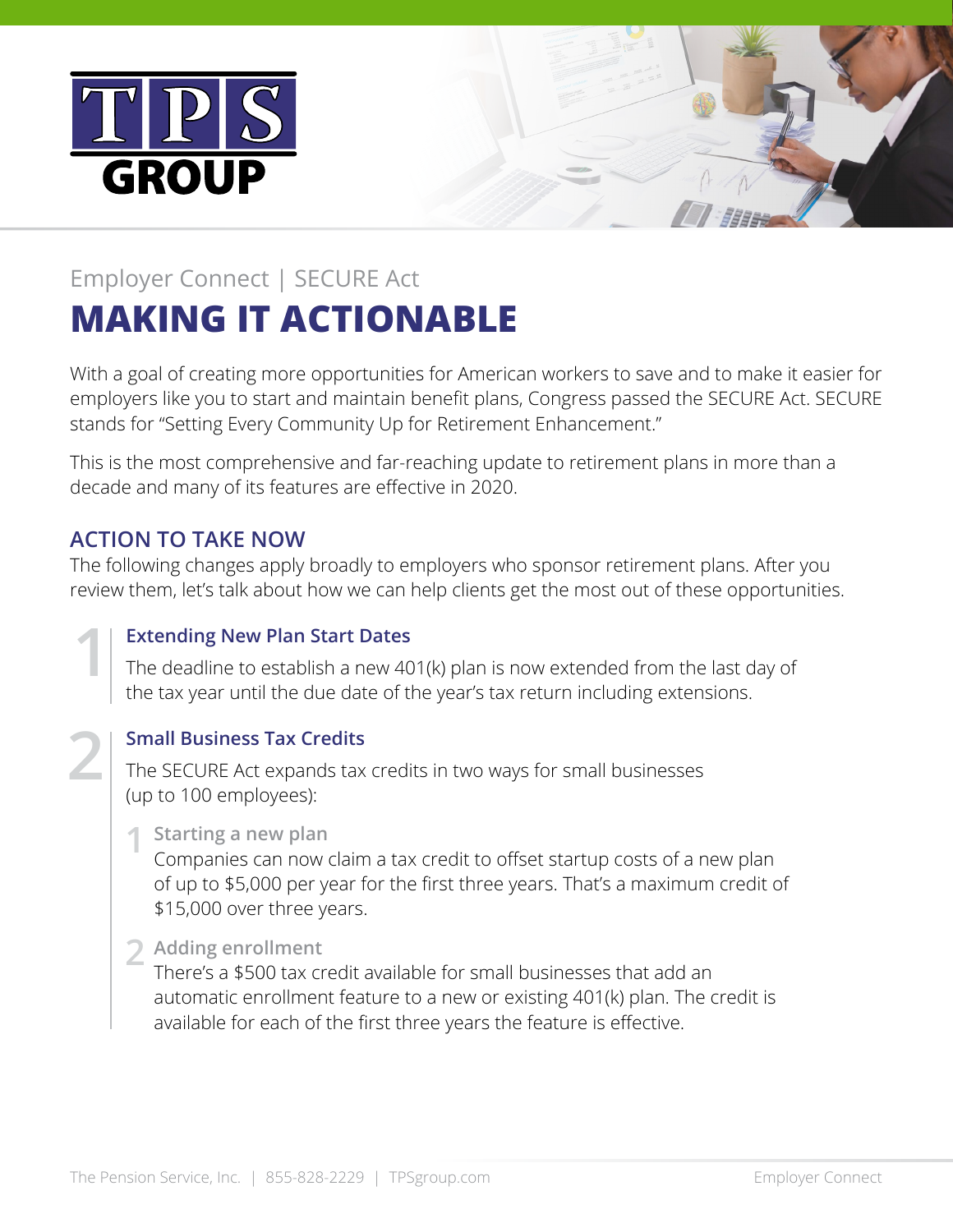# TPS GROUP

Employer Connect | SECURE Act

# MAKING IT ACTIONABLE

With a goal of creating more opportunities for American workers to save and to make it easier for employers like you to start and maintain benefit plans, Congress passed the SECURE Act. SECURE stands for "Setting Every Community Up for Retirement Enhancement."

This is the most comprehensive and far-reaching update to retirement plans in more than a decade and many of its features are effective in 2020.

## ACTION TO TAKE NOW

The following changes apply broadly to employers who sponsor retirement plans. After you review them, let's talk about how we can help clients get the most out of these opportunities.

### 1 Extending New Plan Start Dates

The deadline to establish a new 401(k) plan is now extended from the last day of the tax year until the due date of the year's tax return including extensions.

### 2 Small Business Tax Credits

The SECURE Act expands tax credits in two ways for small businesses (up to 100 employees):

1. **Starting a new plan**
   Companies can now claim a tax credit to offset startup costs of a new plan of up to $5,000 per year for the first three years. That's a maximum credit of $15,000 over three years.

2. **Adding enrollment**
   There's a $500 tax credit available for small businesses that add an automatic enrollment feature to a new or existing 401(k) plan. The credit is available for each of the first three years the feature is effective.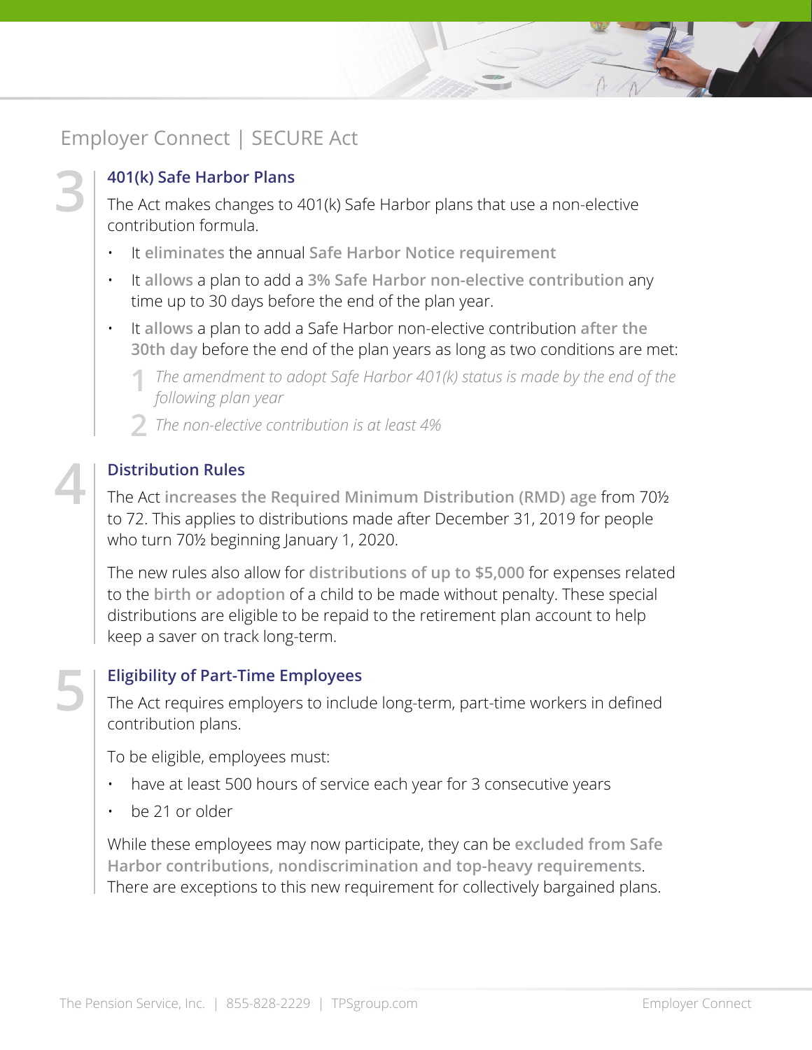Employer Connect | SECURE Act

## 3 401(k) Safe Harbor Plans

The Act makes changes to 401(k) Safe Harbor plans that use a non-elective contribution formula.

- It **eliminates** the annual **Safe Harbor Notice requirement**
- It **allows** a plan to add a **3% Safe Harbor non-elective contribution** any time up to 30 days before the end of the plan year.
- It **allows** a plan to add a Safe Harbor non-elective contribution **after the 30th day** before the end of the plan years as long as two conditions are met:
  1. *The amendment to adopt Safe Harbor 401(k) status is made by the end of the following plan year*
  2. *The non-elective contribution is at least 4%*

## 4 Distribution Rules

The Act **increases the Required Minimum Distribution (RMD) age** from 70½ to 72. This applies to distributions made after December 31, 2019 for people who turn 70½ beginning January 1, 2020.

The new rules also allow for **distributions of up to $5,000** for expenses related to the **birth or adoption** of a child to be made without penalty. These special distributions are eligible to be repaid to the retirement plan account to help keep a saver on track long-term.

## 5 Eligibility of Part-Time Employees

The Act requires employers to include long-term, part-time workers in defined contribution plans.

To be eligible, employees must:

- have at least 500 hours of service each year for 3 consecutive years
- be 21 or older

While these employees may now participate, they can be **excluded from Safe Harbor contributions, nondiscrimination and top-heavy requirements**. There are exceptions to this new requirement for collectively bargained plans.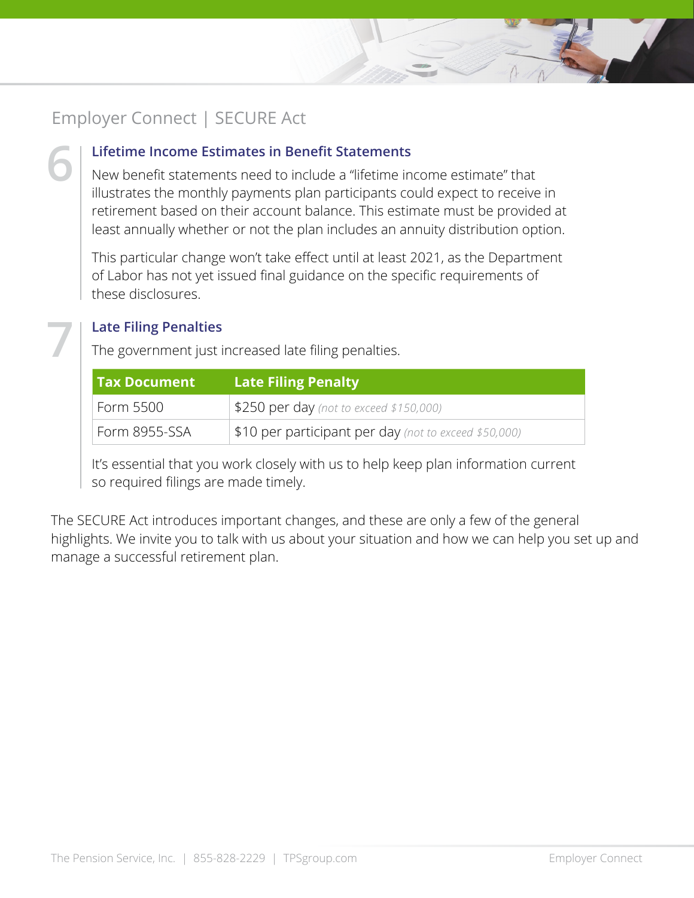Employer Connect | SECURE Act

## 6 Lifetime Income Estimates in Benefit Statements

New benefit statements need to include a "lifetime income estimate" that illustrates the monthly payments plan participants could expect to receive in retirement based on their account balance. This estimate must be provided at least annually whether or not the plan includes an annuity distribution option.

This particular change won't take effect until at least 2021, as the Department of Labor has not yet issued final guidance on the specific requirements of these disclosures.

## 7 Late Filing Penalties

The government just increased late filing penalties.

| Tax Document | Late Filing Penalty |
|---|---|
| Form 5500 | $250 per day *(not to exceed $150,000)* |
| Form 8955-SSA | $10 per participant per day *(not to exceed $50,000)* |

It's essential that you work closely with us to help keep plan information current so required filings are made timely.

The SECURE Act introduces important changes, and these are only a few of the general highlights. We invite you to talk with us about your situation and how we can help you set up and manage a successful retirement plan.